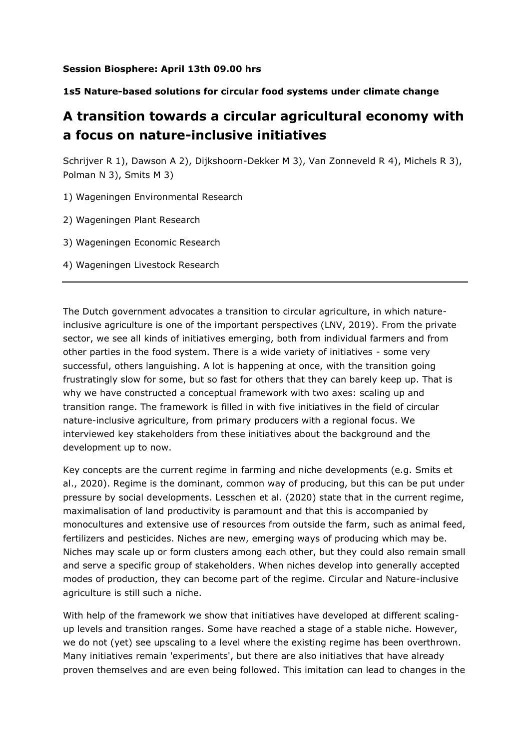**Session Biosphere: April 13th 09.00 hrs**

**1s5 Nature-based solutions for circular food systems under climate change**

# A transition towards a circular agricultural economy with a focus on nature-inclusive initiatives

Schrijver R 1), Dawson A 2), Dijkshoorn-Dekker M 3), Van Zonneveld R 4), Michels R 3), Polman N 3), Smits M 3)

1) Wageningen Environmental Research

2) Wageningen Plant Research

3) Wageningen Economic Research

4) Wageningen Livestock Research

---

The Dutch government advocates a transition to circular agriculture, in which nature-inclusive agriculture is one of the important perspectives (LNV, 2019). From the private sector, we see all kinds of initiatives emerging, both from individual farmers and from other parties in the food system. There is a wide variety of initiatives - some very successful, others languishing. A lot is happening at once, with the transition going frustratingly slow for some, but so fast for others that they can barely keep up. That is why we have constructed a conceptual framework with two axes: scaling up and transition range. The framework is filled in with five initiatives in the field of circular nature-inclusive agriculture, from primary producers with a regional focus. We interviewed key stakeholders from these initiatives about the background and the development up to now.

Key concepts are the current regime in farming and niche developments (e.g. Smits et al., 2020). Regime is the dominant, common way of producing, but this can be put under pressure by social developments. Lesschen et al. (2020) state that in the current regime, maximalisation of land productivity is paramount and that this is accompanied by monocultures and extensive use of resources from outside the farm, such as animal feed, fertilizers and pesticides. Niches are new, emerging ways of producing which may be. Niches may scale up or form clusters among each other, but they could also remain small and serve a specific group of stakeholders. When niches develop into generally accepted modes of production, they can become part of the regime. Circular and Nature-inclusive agriculture is still such a niche.

With help of the framework we show that initiatives have developed at different scaling-up levels and transition ranges. Some have reached a stage of a stable niche. However, we do not (yet) see upscaling to a level where the existing regime has been overthrown. Many initiatives remain 'experiments', but there are also initiatives that have already proven themselves and are even being followed. This imitation can lead to changes in the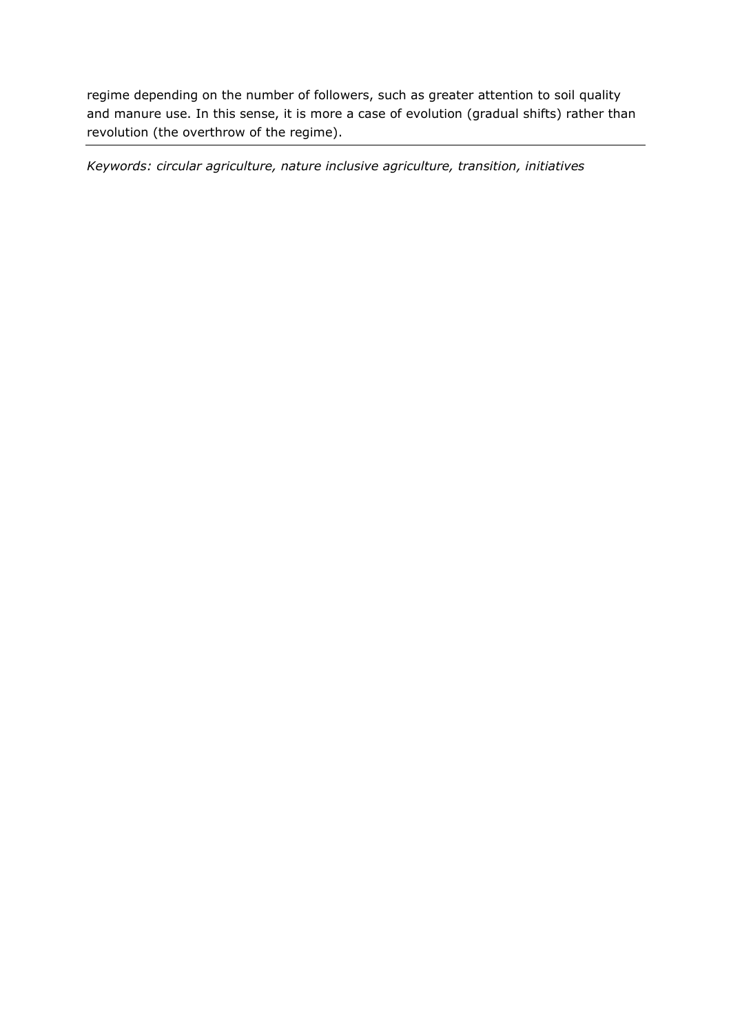regime depending on the number of followers, such as greater attention to soil quality and manure use. In this sense, it is more a case of evolution (gradual shifts) rather than revolution (the overthrow of the regime).

---

*Keywords: circular agriculture, nature inclusive agriculture, transition, initiatives*